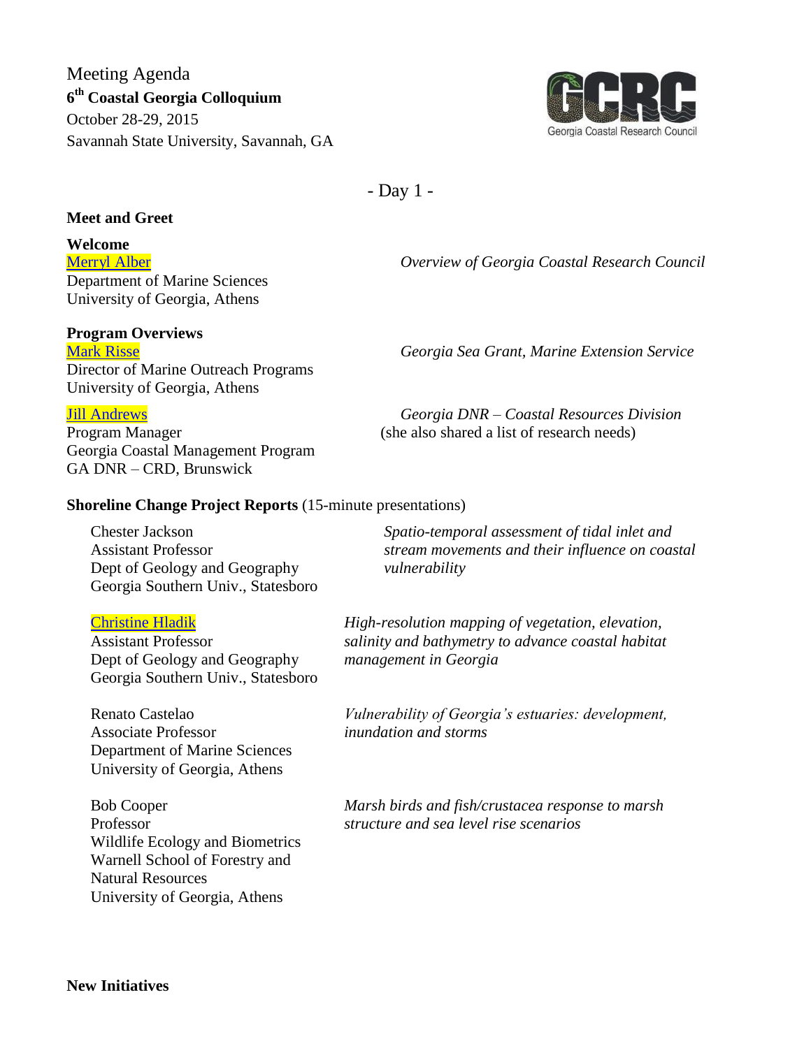Meeting Agenda

**6th Coastal Georgia Colloquium**

October 28-29, 2015

Savannah State University, Savannah, GA

Georgia Coastal Research Council

- Day 1 -

**Meet and Greet**

**Welcome**

Merryl Alber
Department of Marine Sciences
University of Georgia, Athens
*Overview of Georgia Coastal Research Council*

**Program Overviews**

Mark Risse
Director of Marine Outreach Programs
University of Georgia, Athens
*Georgia Sea Grant, Marine Extension Service*

Jill Andrews
Program Manager
Georgia Coastal Management Program
GA DNR – CRD, Brunswick
*Georgia DNR – Coastal Resources Division*
(she also shared a list of research needs)

**Shoreline Change Project Reports** (15-minute presentations)

Chester Jackson
Assistant Professor
Dept of Geology and Geography
Georgia Southern Univ., Statesboro
*Spatio-temporal assessment of tidal inlet and stream movements and their influence on coastal vulnerability*

Christine Hladik
Assistant Professor
Dept of Geology and Geography
Georgia Southern Univ., Statesboro
*High-resolution mapping of vegetation, elevation, salinity and bathymetry to advance coastal habitat management in Georgia*

Renato Castelao
Associate Professor
Department of Marine Sciences
University of Georgia, Athens
*Vulnerability of Georgia's estuaries: development, inundation and storms*

Bob Cooper
Professor
Wildlife Ecology and Biometrics
Warnell School of Forestry and Natural Resources
University of Georgia, Athens
*Marsh birds and fish/crustacea response to marsh structure and sea level rise scenarios*

**New Initiatives**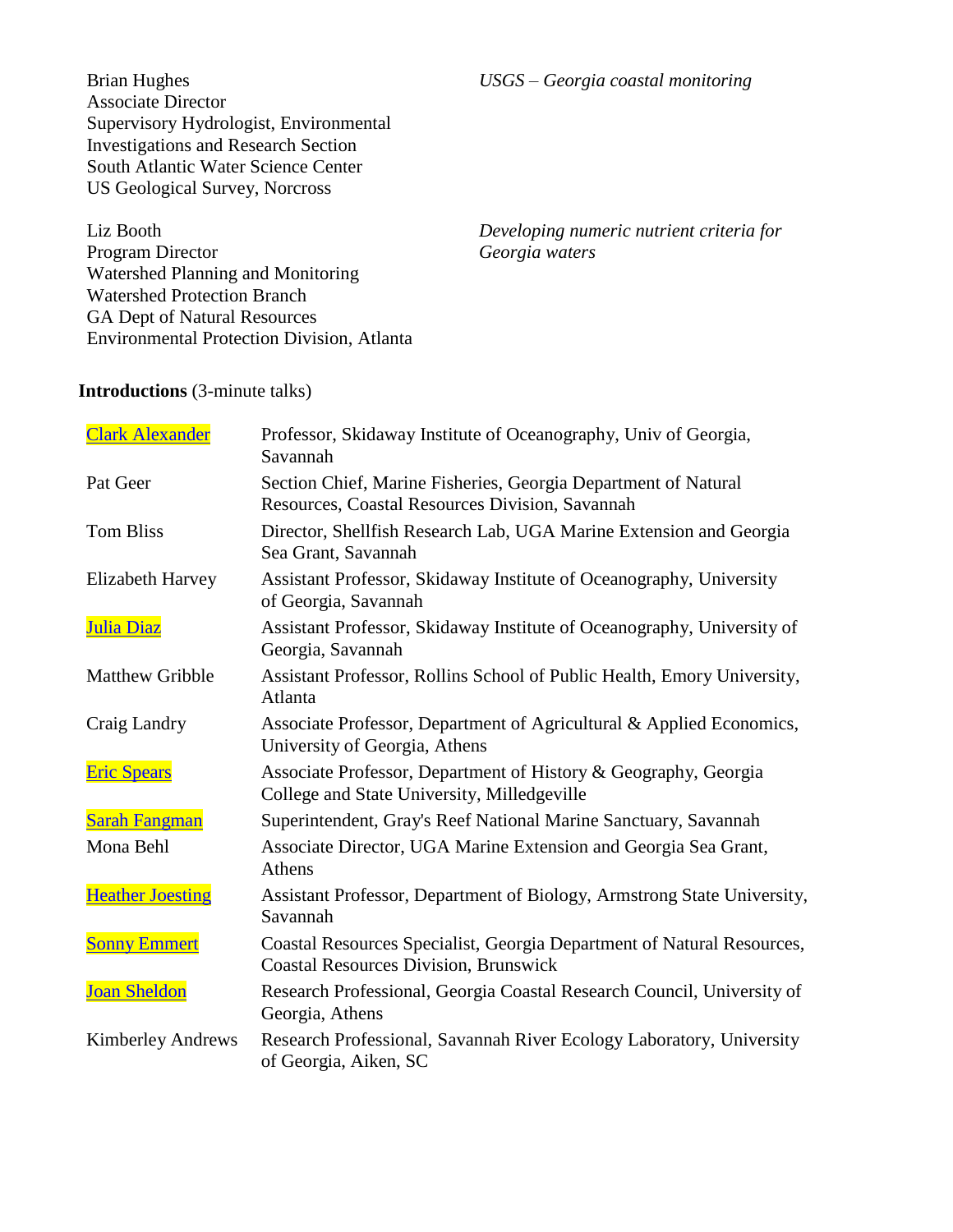Brian Hughes
Associate Director
Supervisory Hydrologist, Environmental Investigations and Research Section
South Atlantic Water Science Center
US Geological Survey, Norcross

*USGS – Georgia coastal monitoring*

Liz Booth
Program Director
Watershed Planning and Monitoring
Watershed Protection Branch
GA Dept of Natural Resources
Environmental Protection Division, Atlanta

*Developing numeric nutrient criteria for Georgia waters*

**Introductions** (3-minute talks)

| | |
|---|---|
| Clark Alexander | Professor, Skidaway Institute of Oceanography, Univ of Georgia, Savannah |
| Pat Geer | Section Chief, Marine Fisheries, Georgia Department of Natural Resources, Coastal Resources Division, Savannah |
| Tom Bliss | Director, Shellfish Research Lab, UGA Marine Extension and Georgia Sea Grant, Savannah |
| Elizabeth Harvey | Assistant Professor, Skidaway Institute of Oceanography, University of Georgia, Savannah |
| Julia Diaz | Assistant Professor, Skidaway Institute of Oceanography, University of Georgia, Savannah |
| Matthew Gribble | Assistant Professor, Rollins School of Public Health, Emory University, Atlanta |
| Craig Landry | Associate Professor, Department of Agricultural & Applied Economics, University of Georgia, Athens |
| Eric Spears | Associate Professor, Department of History & Geography, Georgia College and State University, Milledgeville |
| Sarah Fangman | Superintendent, Gray's Reef National Marine Sanctuary, Savannah |
| Mona Behl | Associate Director, UGA Marine Extension and Georgia Sea Grant, Athens |
| Heather Joesting | Assistant Professor, Department of Biology, Armstrong State University, Savannah |
| Sonny Emmert | Coastal Resources Specialist, Georgia Department of Natural Resources, Coastal Resources Division, Brunswick |
| Joan Sheldon | Research Professional, Georgia Coastal Research Council, University of Georgia, Athens |
| Kimberley Andrews | Research Professional, Savannah River Ecology Laboratory, University of Georgia, Aiken, SC |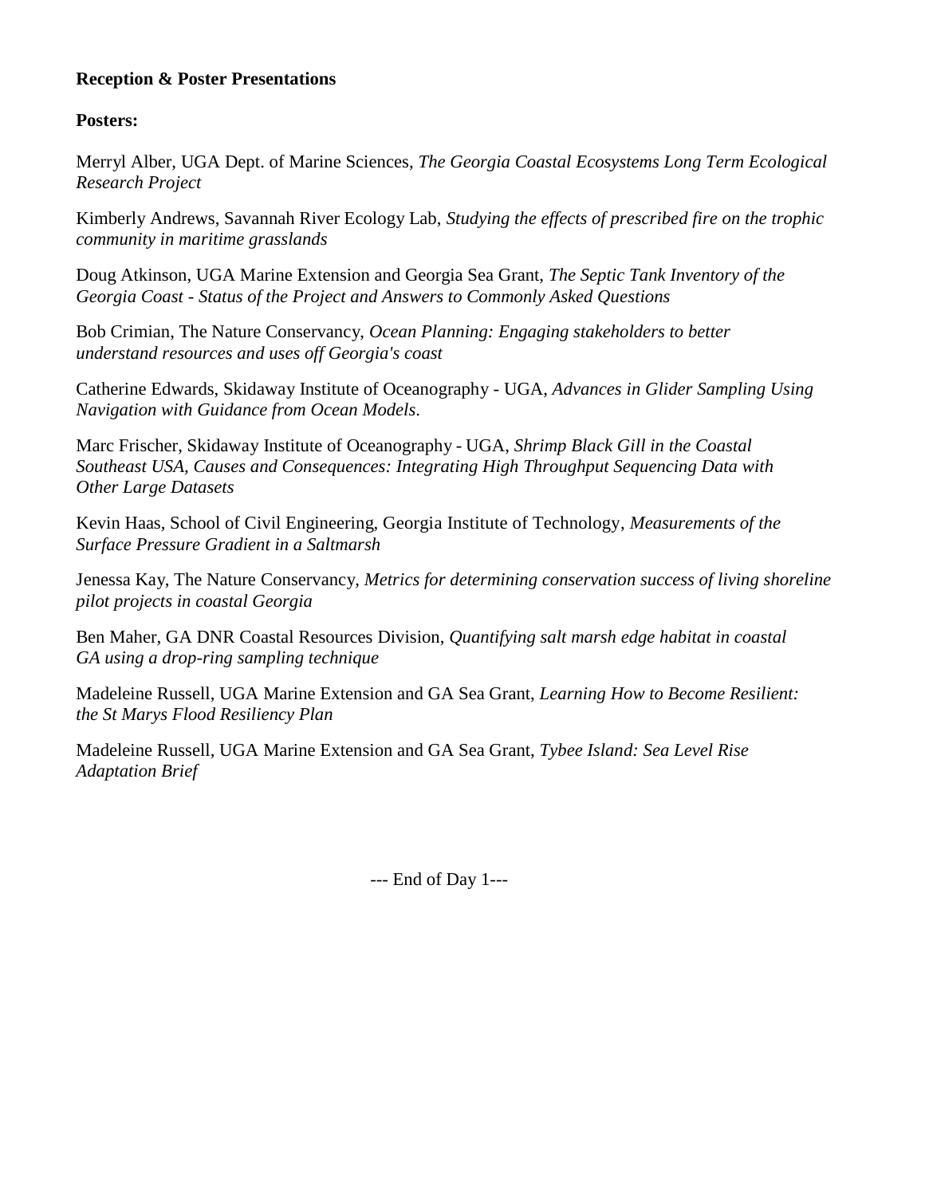**Reception & Poster Presentations**

**Posters:**

Merryl Alber, UGA Dept. of Marine Sciences, *The Georgia Coastal Ecosystems Long Term Ecological Research Project*

Kimberly Andrews, Savannah River Ecology Lab, *Studying the effects of prescribed fire on the trophic community in maritime grasslands*

Doug Atkinson, UGA Marine Extension and Georgia Sea Grant, *The Septic Tank Inventory of the Georgia Coast - Status of the Project and Answers to Commonly Asked Questions*

Bob Crimian, The Nature Conservancy, *Ocean Planning: Engaging stakeholders to better understand resources and uses off Georgia's coast*

Catherine Edwards, Skidaway Institute of Oceanography - UGA, *Advances in Glider Sampling Using Navigation with Guidance from Ocean Models*.

Marc Frischer, Skidaway Institute of Oceanography - UGA, *Shrimp Black Gill in the Coastal Southeast USA, Causes and Consequences: Integrating High Throughput Sequencing Data with Other Large Datasets*

Kevin Haas, School of Civil Engineering, Georgia Institute of Technology, *Measurements of the Surface Pressure Gradient in a Saltmarsh*

Jenessa Kay, The Nature Conservancy, *Metrics for determining conservation success of living shoreline pilot projects in coastal Georgia*

Ben Maher, GA DNR Coastal Resources Division, *Quantifying salt marsh edge habitat in coastal GA using a drop-ring sampling technique*

Madeleine Russell, UGA Marine Extension and GA Sea Grant, *Learning How to Become Resilient: the St Marys Flood Resiliency Plan*

Madeleine Russell, UGA Marine Extension and GA Sea Grant, *Tybee Island: Sea Level Rise Adaptation Brief*

--- End of Day 1---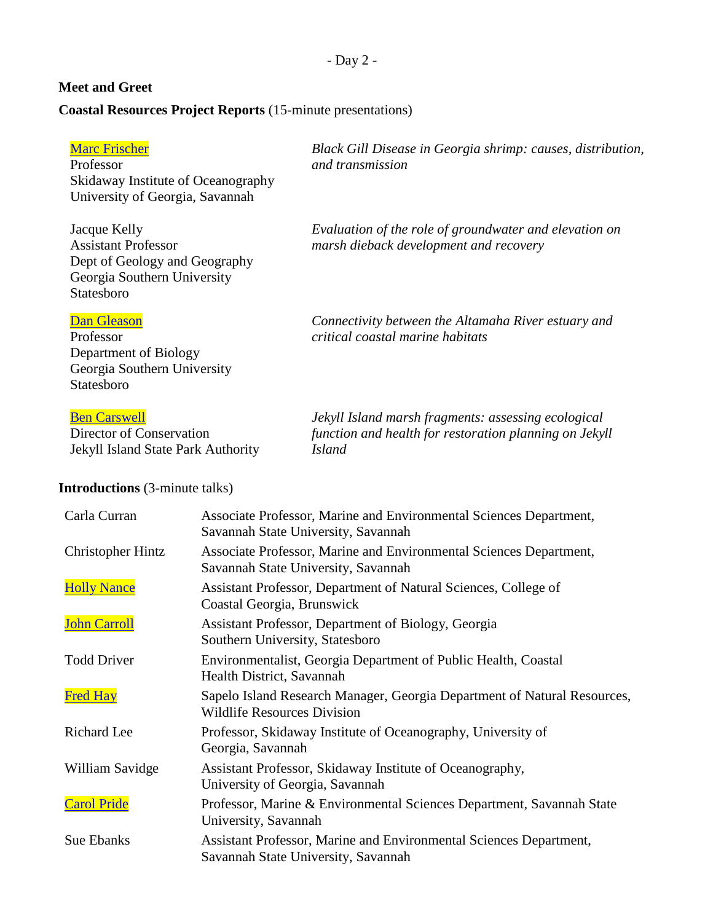- Day 2 -

**Meet and Greet**

**Coastal Resources Project Reports** (15-minute presentations)

| | |
|---|---|
| Marc Frischer<br>Professor<br>Skidaway Institute of Oceanography<br>University of Georgia, Savannah | *Black Gill Disease in Georgia shrimp: causes, distribution, and transmission* |
| Jacque Kelly<br>Assistant Professor<br>Dept of Geology and Geography<br>Georgia Southern University<br>Statesboro | *Evaluation of the role of groundwater and elevation on marsh dieback development and recovery* |
| Dan Gleason<br>Professor<br>Department of Biology<br>Georgia Southern University<br>Statesboro | *Connectivity between the Altamaha River estuary and critical coastal marine habitats* |
| Ben Carswell<br>Director of Conservation<br>Jekyll Island State Park Authority | *Jekyll Island marsh fragments: assessing ecological function and health for restoration planning on Jekyll Island* |

**Introductions** (3-minute talks)

| | |
|---|---|
| Carla Curran | Associate Professor, Marine and Environmental Sciences Department, Savannah State University, Savannah |
| Christopher Hintz | Associate Professor, Marine and Environmental Sciences Department, Savannah State University, Savannah |
| Holly Nance | Assistant Professor, Department of Natural Sciences, College of Coastal Georgia, Brunswick |
| John Carroll | Assistant Professor, Department of Biology, Georgia Southern University, Statesboro |
| Todd Driver | Environmentalist, Georgia Department of Public Health, Coastal Health District, Savannah |
| Fred Hay | Sapelo Island Research Manager, Georgia Department of Natural Resources, Wildlife Resources Division |
| Richard Lee | Professor, Skidaway Institute of Oceanography, University of Georgia, Savannah |
| William Savidge | Assistant Professor, Skidaway Institute of Oceanography, University of Georgia, Savannah |
| Carol Pride | Professor, Marine & Environmental Sciences Department, Savannah State University, Savannah |
| Sue Ebanks | Assistant Professor, Marine and Environmental Sciences Department, Savannah State University, Savannah |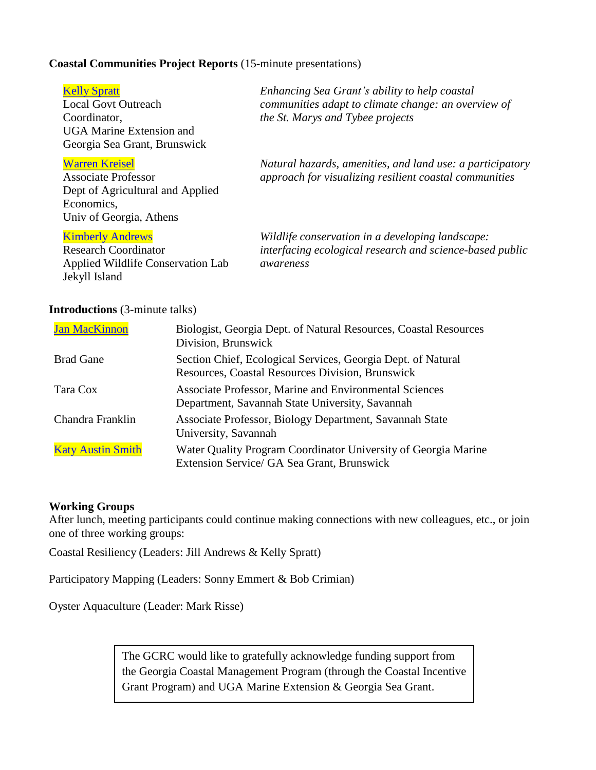**Coastal Communities Project Reports** (15-minute presentations)

| | |
|---|---|
| Kelly Spratt<br>Local Govt Outreach Coordinator,<br>UGA Marine Extension and Georgia Sea Grant, Brunswick | *Enhancing Sea Grant's ability to help coastal communities adapt to climate change: an overview of the St. Marys and Tybee projects* |
| Warren Kreisel<br>Associate Professor<br>Dept of Agricultural and Applied Economics,<br>Univ of Georgia, Athens | *Natural hazards, amenities, and land use: a participatory approach for visualizing resilient coastal communities* |
| Kimberly Andrews<br>Research Coordinator<br>Applied Wildlife Conservation Lab<br>Jekyll Island | *Wildlife conservation in a developing landscape: interfacing ecological research and science-based public awareness* |

**Introductions** (3-minute talks)

| | |
|---|---|
| Jan MacKinnon | Biologist, Georgia Dept. of Natural Resources, Coastal Resources Division, Brunswick |
| Brad Gane | Section Chief, Ecological Services, Georgia Dept. of Natural Resources, Coastal Resources Division, Brunswick |
| Tara Cox | Associate Professor, Marine and Environmental Sciences Department, Savannah State University, Savannah |
| Chandra Franklin | Associate Professor, Biology Department, Savannah State University, Savannah |
| Katy Austin Smith | Water Quality Program Coordinator University of Georgia Marine Extension Service/ GA Sea Grant, Brunswick |

**Working Groups**

After lunch, meeting participants could continue making connections with new colleagues, etc., or join one of three working groups:

Coastal Resiliency (Leaders: Jill Andrews & Kelly Spratt)

Participatory Mapping (Leaders: Sonny Emmert & Bob Crimian)

Oyster Aquaculture (Leader: Mark Risse)

The GCRC would like to gratefully acknowledge funding support from the Georgia Coastal Management Program (through the Coastal Incentive Grant Program) and UGA Marine Extension & Georgia Sea Grant.